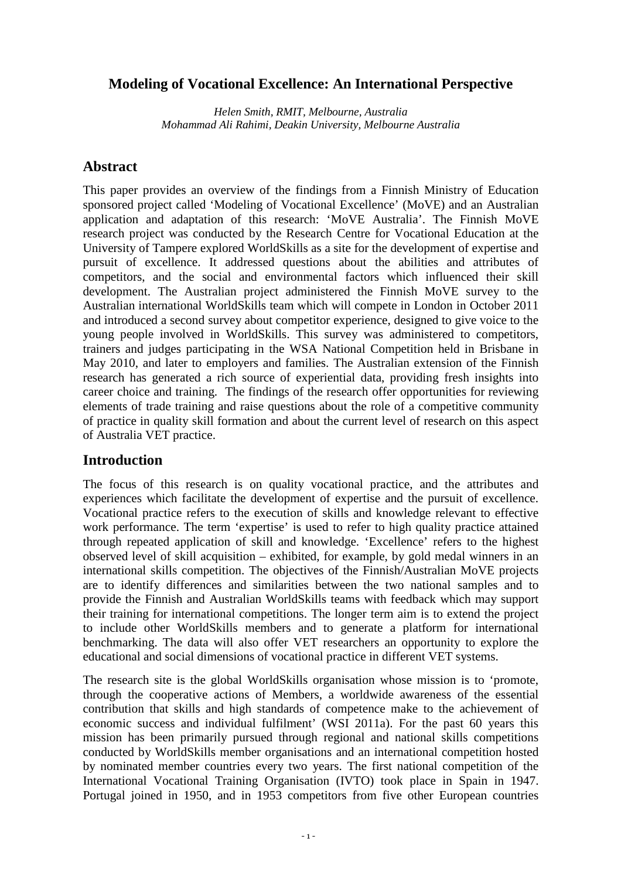# Modeling of Vocational Excellence: An International Perspective

*Helen Smith, RMIT, Melbourne, Australia*
*Mohammad Ali Rahimi, Deakin University, Melbourne Australia*

## Abstract

This paper provides an overview of the findings from a Finnish Ministry of Education sponsored project called 'Modeling of Vocational Excellence' (MoVE) and an Australian application and adaptation of this research: 'MoVE Australia'. The Finnish MoVE research project was conducted by the Research Centre for Vocational Education at the University of Tampere explored WorldSkills as a site for the development of expertise and pursuit of excellence. It addressed questions about the abilities and attributes of competitors, and the social and environmental factors which influenced their skill development. The Australian project administered the Finnish MoVE survey to the Australian international WorldSkills team which will compete in London in October 2011 and introduced a second survey about competitor experience, designed to give voice to the young people involved in WorldSkills. This survey was administered to competitors, trainers and judges participating in the WSA National Competition held in Brisbane in May 2010, and later to employers and families. The Australian extension of the Finnish research has generated a rich source of experiential data, providing fresh insights into career choice and training. The findings of the research offer opportunities for reviewing elements of trade training and raise questions about the role of a competitive community of practice in quality skill formation and about the current level of research on this aspect of Australia VET practice.

## Introduction

The focus of this research is on quality vocational practice, and the attributes and experiences which facilitate the development of expertise and the pursuit of excellence. Vocational practice refers to the execution of skills and knowledge relevant to effective work performance. The term 'expertise' is used to refer to high quality practice attained through repeated application of skill and knowledge. 'Excellence' refers to the highest observed level of skill acquisition – exhibited, for example, by gold medal winners in an international skills competition. The objectives of the Finnish/Australian MoVE projects are to identify differences and similarities between the two national samples and to provide the Finnish and Australian WorldSkills teams with feedback which may support their training for international competitions. The longer term aim is to extend the project to include other WorldSkills members and to generate a platform for international benchmarking. The data will also offer VET researchers an opportunity to explore the educational and social dimensions of vocational practice in different VET systems.

The research site is the global WorldSkills organisation whose mission is to 'promote, through the cooperative actions of Members, a worldwide awareness of the essential contribution that skills and high standards of competence make to the achievement of economic success and individual fulfilment' (WSI 2011a). For the past 60 years this mission has been primarily pursued through regional and national skills competitions conducted by WorldSkills member organisations and an international competition hosted by nominated member countries every two years. The first national competition of the International Vocational Training Organisation (IVTO) took place in Spain in 1947. Portugal joined in 1950, and in 1953 competitors from five other European countries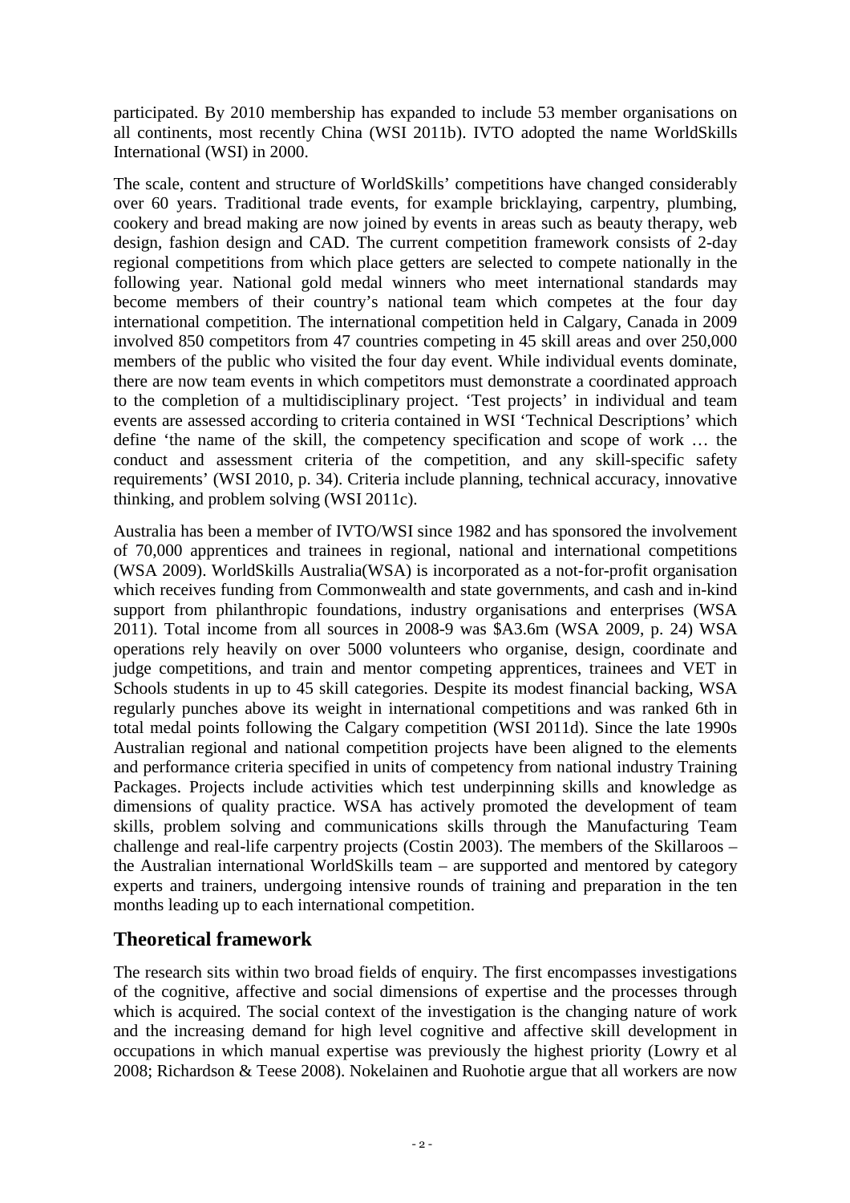participated. By 2010 membership has expanded to include 53 member organisations on all continents, most recently China (WSI 2011b). IVTO adopted the name WorldSkills International (WSI) in 2000.

The scale, content and structure of WorldSkills' competitions have changed considerably over 60 years. Traditional trade events, for example bricklaying, carpentry, plumbing, cookery and bread making are now joined by events in areas such as beauty therapy, web design, fashion design and CAD. The current competition framework consists of 2-day regional competitions from which place getters are selected to compete nationally in the following year. National gold medal winners who meet international standards may become members of their country's national team which competes at the four day international competition. The international competition held in Calgary, Canada in 2009 involved 850 competitors from 47 countries competing in 45 skill areas and over 250,000 members of the public who visited the four day event. While individual events dominate, there are now team events in which competitors must demonstrate a coordinated approach to the completion of a multidisciplinary project. 'Test projects' in individual and team events are assessed according to criteria contained in WSI 'Technical Descriptions' which define 'the name of the skill, the competency specification and scope of work … the conduct and assessment criteria of the competition, and any skill-specific safety requirements' (WSI 2010, p. 34). Criteria include planning, technical accuracy, innovative thinking, and problem solving (WSI 2011c).

Australia has been a member of IVTO/WSI since 1982 and has sponsored the involvement of 70,000 apprentices and trainees in regional, national and international competitions (WSA 2009). WorldSkills Australia(WSA) is incorporated as a not-for-profit organisation which receives funding from Commonwealth and state governments, and cash and in-kind support from philanthropic foundations, industry organisations and enterprises (WSA 2011). Total income from all sources in 2008-9 was $A3.6m (WSA 2009, p. 24) WSA operations rely heavily on over 5000 volunteers who organise, design, coordinate and judge competitions, and train and mentor competing apprentices, trainees and VET in Schools students in up to 45 skill categories. Despite its modest financial backing, WSA regularly punches above its weight in international competitions and was ranked 6th in total medal points following the Calgary competition (WSI 2011d). Since the late 1990s Australian regional and national competition projects have been aligned to the elements and performance criteria specified in units of competency from national industry Training Packages. Projects include activities which test underpinning skills and knowledge as dimensions of quality practice. WSA has actively promoted the development of team skills, problem solving and communications skills through the Manufacturing Team challenge and real-life carpentry projects (Costin 2003). The members of the Skillaroos – the Australian international WorldSkills team – are supported and mentored by category experts and trainers, undergoing intensive rounds of training and preparation in the ten months leading up to each international competition.

## Theoretical framework

The research sits within two broad fields of enquiry. The first encompasses investigations of the cognitive, affective and social dimensions of expertise and the processes through which is acquired. The social context of the investigation is the changing nature of work and the increasing demand for high level cognitive and affective skill development in occupations in which manual expertise was previously the highest priority (Lowry et al 2008; Richardson & Teese 2008). Nokelainen and Ruohotie argue that all workers are now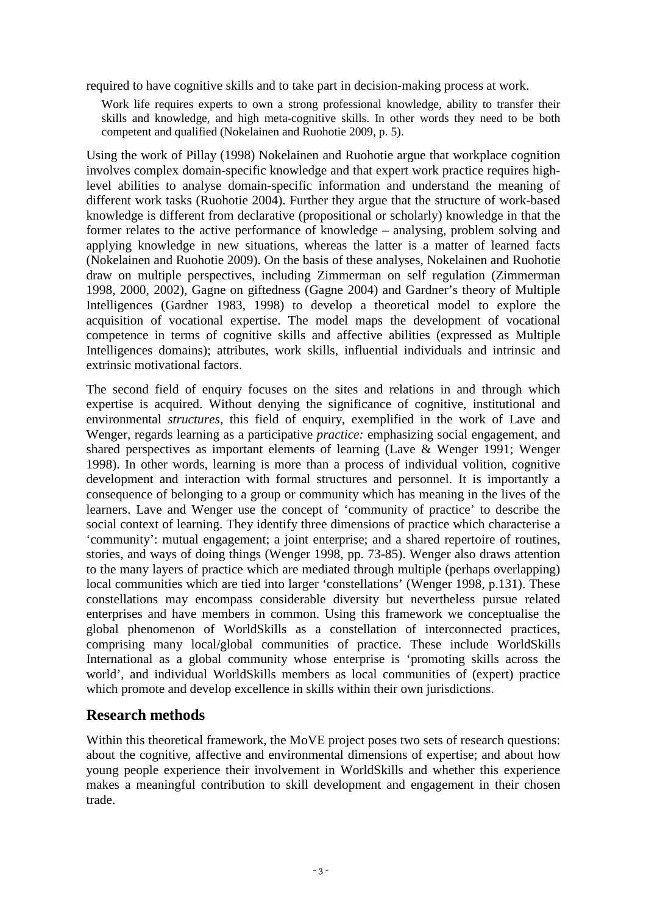required to have cognitive skills and to take part in decision-making process at work.

> Work life requires experts to own a strong professional knowledge, ability to transfer their skills and knowledge, and high meta-cognitive skills. In other words they need to be both competent and qualified (Nokelainen and Ruohotie 2009, p. 5).

Using the work of Pillay (1998) Nokelainen and Ruohotie argue that workplace cognition involves complex domain-specific knowledge and that expert work practice requires high-level abilities to analyse domain-specific information and understand the meaning of different work tasks (Ruohotie 2004). Further they argue that the structure of work-based knowledge is different from declarative (propositional or scholarly) knowledge in that the former relates to the active performance of knowledge – analysing, problem solving and applying knowledge in new situations, whereas the latter is a matter of learned facts (Nokelainen and Ruohotie 2009). On the basis of these analyses, Nokelainen and Ruohotie draw on multiple perspectives, including Zimmerman on self regulation (Zimmerman 1998, 2000, 2002), Gagne on giftedness (Gagne 2004) and Gardner's theory of Multiple Intelligences (Gardner 1983, 1998) to develop a theoretical model to explore the acquisition of vocational expertise. The model maps the development of vocational competence in terms of cognitive skills and affective abilities (expressed as Multiple Intelligences domains); attributes, work skills, influential individuals and intrinsic and extrinsic motivational factors.

The second field of enquiry focuses on the sites and relations in and through which expertise is acquired. Without denying the significance of cognitive, institutional and environmental *structures*, this field of enquiry, exemplified in the work of Lave and Wenger, regards learning as a participative *practice:* emphasizing social engagement, and shared perspectives as important elements of learning (Lave & Wenger 1991; Wenger 1998). In other words, learning is more than a process of individual volition, cognitive development and interaction with formal structures and personnel. It is importantly a consequence of belonging to a group or community which has meaning in the lives of the learners. Lave and Wenger use the concept of 'community of practice' to describe the social context of learning. They identify three dimensions of practice which characterise a 'community': mutual engagement; a joint enterprise; and a shared repertoire of routines, stories, and ways of doing things (Wenger 1998, pp. 73-85). Wenger also draws attention to the many layers of practice which are mediated through multiple (perhaps overlapping) local communities which are tied into larger 'constellations' (Wenger 1998, p.131). These constellations may encompass considerable diversity but nevertheless pursue related enterprises and have members in common. Using this framework we conceptualise the global phenomenon of WorldSkills as a constellation of interconnected practices, comprising many local/global communities of practice. These include WorldSkills International as a global community whose enterprise is 'promoting skills across the world', and individual WorldSkills members as local communities of (expert) practice which promote and develop excellence in skills within their own jurisdictions.

## Research methods

Within this theoretical framework, the MoVE project poses two sets of research questions: about the cognitive, affective and environmental dimensions of expertise; and about how young people experience their involvement in WorldSkills and whether this experience makes a meaningful contribution to skill development and engagement in their chosen trade.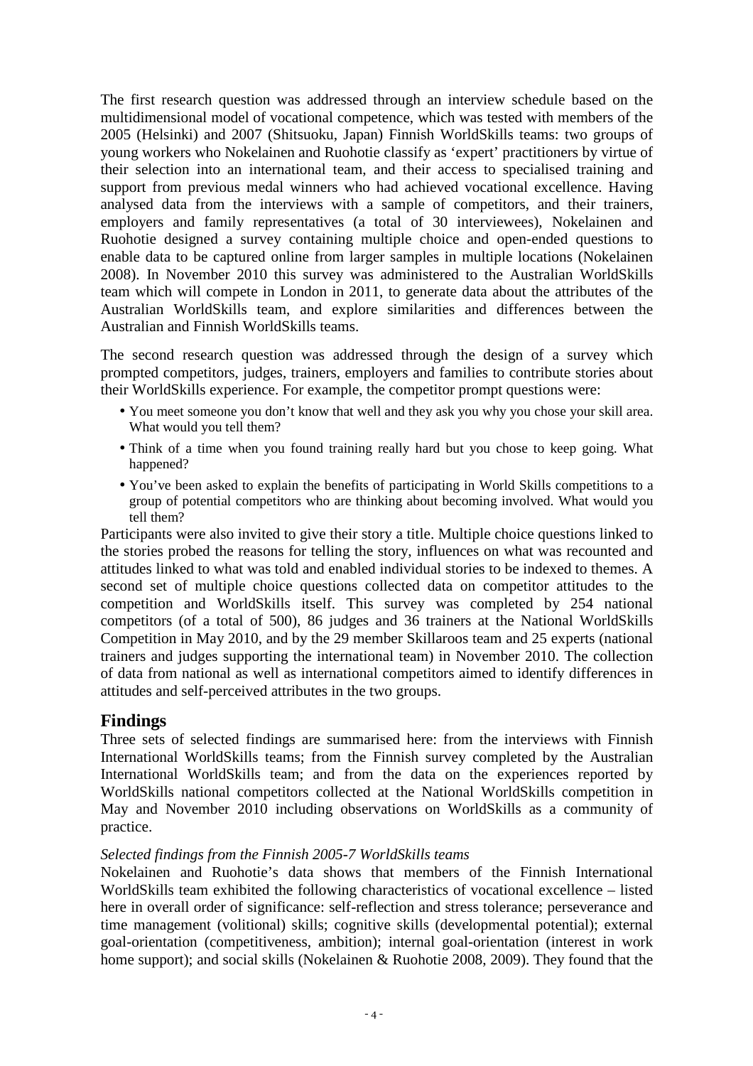The first research question was addressed through an interview schedule based on the multidimensional model of vocational competence, which was tested with members of the 2005 (Helsinki) and 2007 (Shitsuoku, Japan) Finnish WorldSkills teams: two groups of young workers who Nokelainen and Ruohotie classify as 'expert' practitioners by virtue of their selection into an international team, and their access to specialised training and support from previous medal winners who had achieved vocational excellence. Having analysed data from the interviews with a sample of competitors, and their trainers, employers and family representatives (a total of 30 interviewees), Nokelainen and Ruohotie designed a survey containing multiple choice and open-ended questions to enable data to be captured online from larger samples in multiple locations (Nokelainen 2008). In November 2010 this survey was administered to the Australian WorldSkills team which will compete in London in 2011, to generate data about the attributes of the Australian WorldSkills team, and explore similarities and differences between the Australian and Finnish WorldSkills teams.

The second research question was addressed through the design of a survey which prompted competitors, judges, trainers, employers and families to contribute stories about their WorldSkills experience. For example, the competitor prompt questions were:

- You meet someone you don't know that well and they ask you why you chose your skill area. What would you tell them?
- Think of a time when you found training really hard but you chose to keep going. What happened?
- You've been asked to explain the benefits of participating in World Skills competitions to a group of potential competitors who are thinking about becoming involved. What would you tell them?

Participants were also invited to give their story a title. Multiple choice questions linked to the stories probed the reasons for telling the story, influences on what was recounted and attitudes linked to what was told and enabled individual stories to be indexed to themes. A second set of multiple choice questions collected data on competitor attitudes to the competition and WorldSkills itself. This survey was completed by 254 national competitors (of a total of 500), 86 judges and 36 trainers at the National WorldSkills Competition in May 2010, and by the 29 member Skillaroos team and 25 experts (national trainers and judges supporting the international team) in November 2010. The collection of data from national as well as international competitors aimed to identify differences in attitudes and self-perceived attributes in the two groups.

## Findings

Three sets of selected findings are summarised here: from the interviews with Finnish International WorldSkills teams; from the Finnish survey completed by the Australian International WorldSkills team; and from the data on the experiences reported by WorldSkills national competitors collected at the National WorldSkills competition in May and November 2010 including observations on WorldSkills as a community of practice.

*Selected findings from the Finnish 2005-7 WorldSkills teams*

Nokelainen and Ruohotie's data shows that members of the Finnish International WorldSkills team exhibited the following characteristics of vocational excellence – listed here in overall order of significance: self-reflection and stress tolerance; perseverance and time management (volitional) skills; cognitive skills (developmental potential); external goal-orientation (competitiveness, ambition); internal goal-orientation (interest in work home support); and social skills (Nokelainen & Ruohotie 2008, 2009). They found that the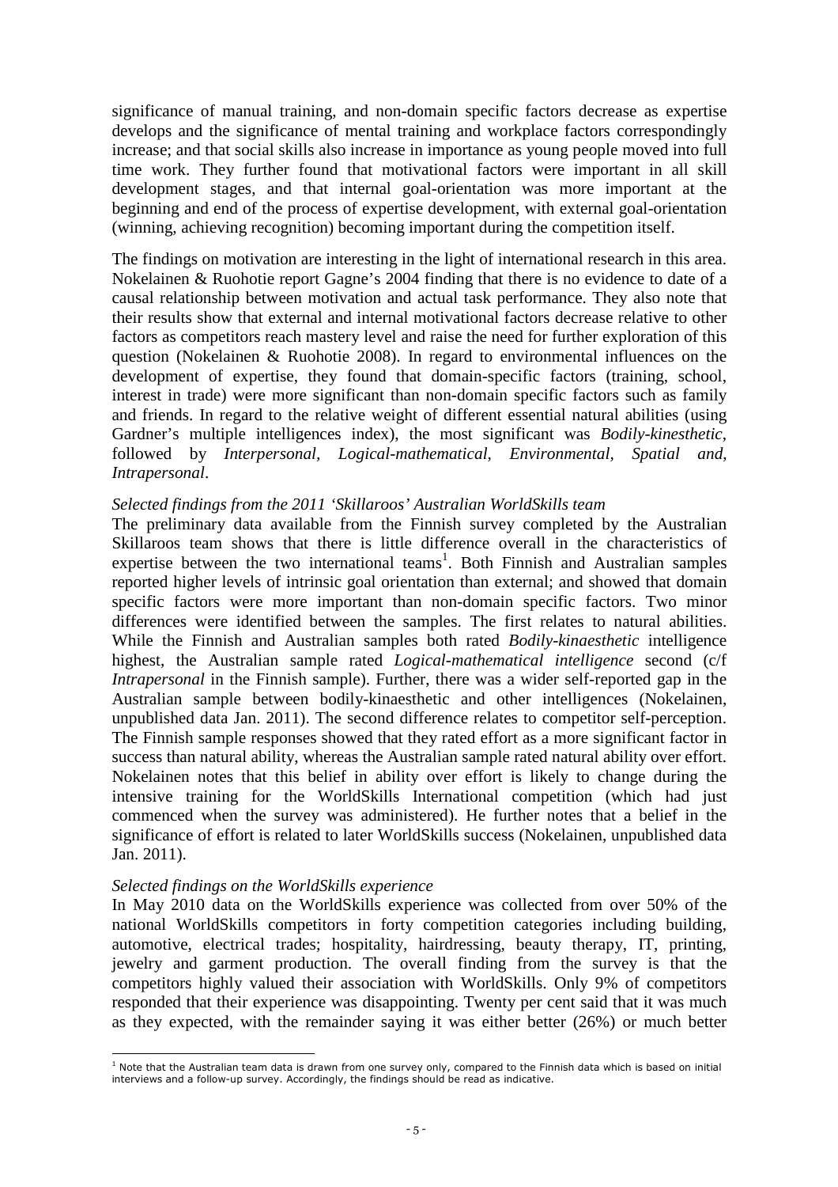significance of manual training, and non-domain specific factors decrease as expertise develops and the significance of mental training and workplace factors correspondingly increase; and that social skills also increase in importance as young people moved into full time work. They further found that motivational factors were important in all skill development stages, and that internal goal-orientation was more important at the beginning and end of the process of expertise development, with external goal-orientation (winning, achieving recognition) becoming important during the competition itself.

The findings on motivation are interesting in the light of international research in this area. Nokelainen & Ruohotie report Gagne's 2004 finding that there is no evidence to date of a causal relationship between motivation and actual task performance. They also note that their results show that external and internal motivational factors decrease relative to other factors as competitors reach mastery level and raise the need for further exploration of this question (Nokelainen & Ruohotie 2008). In regard to environmental influences on the development of expertise, they found that domain-specific factors (training, school, interest in trade) were more significant than non-domain specific factors such as family and friends. In regard to the relative weight of different essential natural abilities (using Gardner's multiple intelligences index), the most significant was *Bodily-kinesthetic*, followed by *Interpersonal, Logical-mathematical, Environmental, Spatial and, Intrapersonal*.

*Selected findings from the 2011 'Skillaroos' Australian WorldSkills team*

The preliminary data available from the Finnish survey completed by the Australian Skillaroos team shows that there is little difference overall in the characteristics of expertise between the two international teams[1]. Both Finnish and Australian samples reported higher levels of intrinsic goal orientation than external; and showed that domain specific factors were more important than non-domain specific factors. Two minor differences were identified between the samples. The first relates to natural abilities. While the Finnish and Australian samples both rated *Bodily-kinaesthetic* intelligence highest, the Australian sample rated *Logical-mathematical intelligence* second (c/f *Intrapersonal* in the Finnish sample). Further, there was a wider self-reported gap in the Australian sample between bodily-kinaesthetic and other intelligences (Nokelainen, unpublished data Jan. 2011). The second difference relates to competitor self-perception. The Finnish sample responses showed that they rated effort as a more significant factor in success than natural ability, whereas the Australian sample rated natural ability over effort. Nokelainen notes that this belief in ability over effort is likely to change during the intensive training for the WorldSkills International competition (which had just commenced when the survey was administered). He further notes that a belief in the significance of effort is related to later WorldSkills success (Nokelainen, unpublished data Jan. 2011).

*Selected findings on the WorldSkills experience*

In May 2010 data on the WorldSkills experience was collected from over 50% of the national WorldSkills competitors in forty competition categories including building, automotive, electrical trades; hospitality, hairdressing, beauty therapy, IT, printing, jewelry and garment production. The overall finding from the survey is that the competitors highly valued their association with WorldSkills. Only 9% of competitors responded that their experience was disappointing. Twenty per cent said that it was much as they expected, with the remainder saying it was either better (26%) or much better

[1] Note that the Australian team data is drawn from one survey only, compared to the Finnish data which is based on initial interviews and a follow-up survey. Accordingly, the findings should be read as indicative.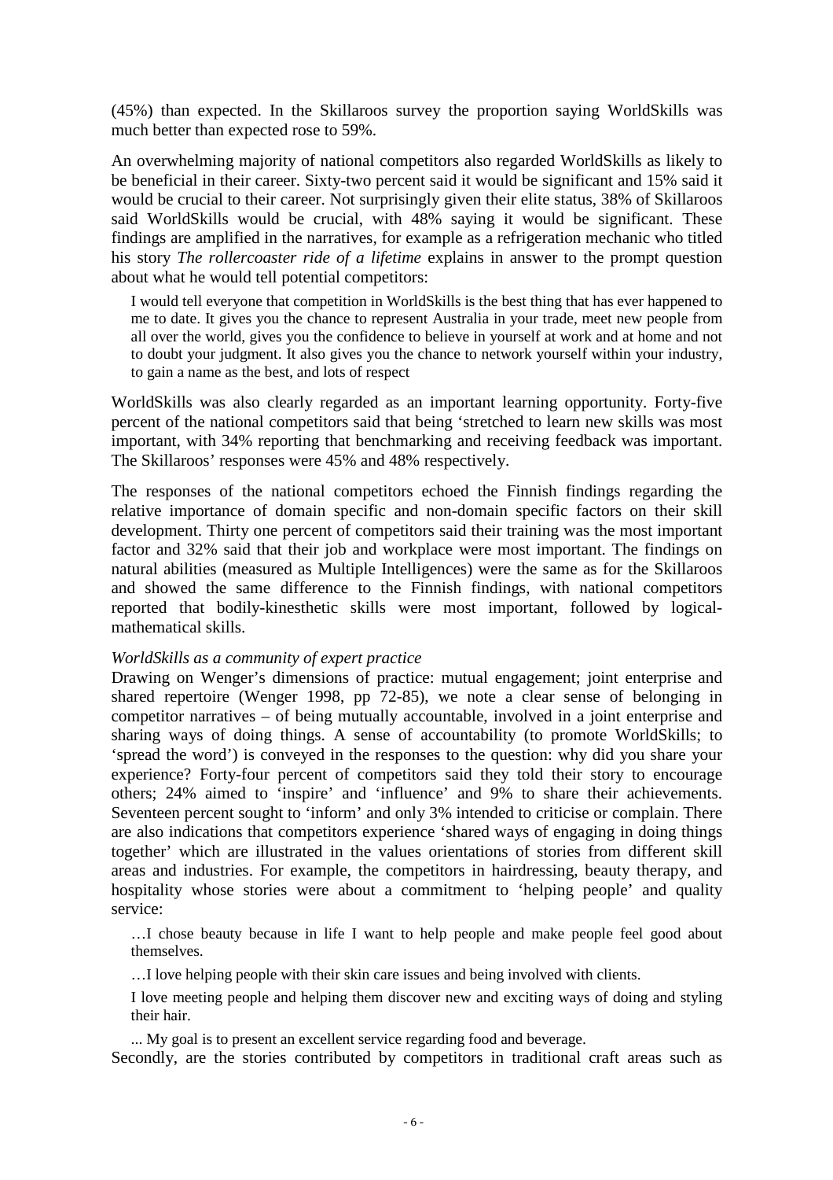(45%) than expected. In the Skillaroos survey the proportion saying WorldSkills was much better than expected rose to 59%.

An overwhelming majority of national competitors also regarded WorldSkills as likely to be beneficial in their career. Sixty-two percent said it would be significant and 15% said it would be crucial to their career. Not surprisingly given their elite status, 38% of Skillaroos said WorldSkills would be crucial, with 48% saying it would be significant. These findings are amplified in the narratives, for example as a refrigeration mechanic who titled his story *The rollercoaster ride of a lifetime* explains in answer to the prompt question about what he would tell potential competitors:

> I would tell everyone that competition in WorldSkills is the best thing that has ever happened to me to date. It gives you the chance to represent Australia in your trade, meet new people from all over the world, gives you the confidence to believe in yourself at work and at home and not to doubt your judgment. It also gives you the chance to network yourself within your industry, to gain a name as the best, and lots of respect

WorldSkills was also clearly regarded as an important learning opportunity. Forty-five percent of the national competitors said that being 'stretched to learn new skills was most important, with 34% reporting that benchmarking and receiving feedback was important. The Skillaroos' responses were 45% and 48% respectively.

The responses of the national competitors echoed the Finnish findings regarding the relative importance of domain specific and non-domain specific factors on their skill development. Thirty one percent of competitors said their training was the most important factor and 32% said that their job and workplace were most important. The findings on natural abilities (measured as Multiple Intelligences) were the same as for the Skillaroos and showed the same difference to the Finnish findings, with national competitors reported that bodily-kinesthetic skills were most important, followed by logical-mathematical skills.

*WorldSkills as a community of expert practice*

Drawing on Wenger's dimensions of practice: mutual engagement; joint enterprise and shared repertoire (Wenger 1998, pp 72-85), we note a clear sense of belonging in competitor narratives – of being mutually accountable, involved in a joint enterprise and sharing ways of doing things. A sense of accountability (to promote WorldSkills; to 'spread the word') is conveyed in the responses to the question: why did you share your experience? Forty-four percent of competitors said they told their story to encourage others; 24% aimed to 'inspire' and 'influence' and 9% to share their achievements. Seventeen percent sought to 'inform' and only 3% intended to criticise or complain. There are also indications that competitors experience 'shared ways of engaging in doing things together' which are illustrated in the values orientations of stories from different skill areas and industries. For example, the competitors in hairdressing, beauty therapy, and hospitality whose stories were about a commitment to 'helping people' and quality service:

> …I chose beauty because in life I want to help people and make people feel good about themselves.
>
> …I love helping people with their skin care issues and being involved with clients.
>
> I love meeting people and helping them discover new and exciting ways of doing and styling their hair.
>
> ... My goal is to present an excellent service regarding food and beverage.

Secondly, are the stories contributed by competitors in traditional craft areas such as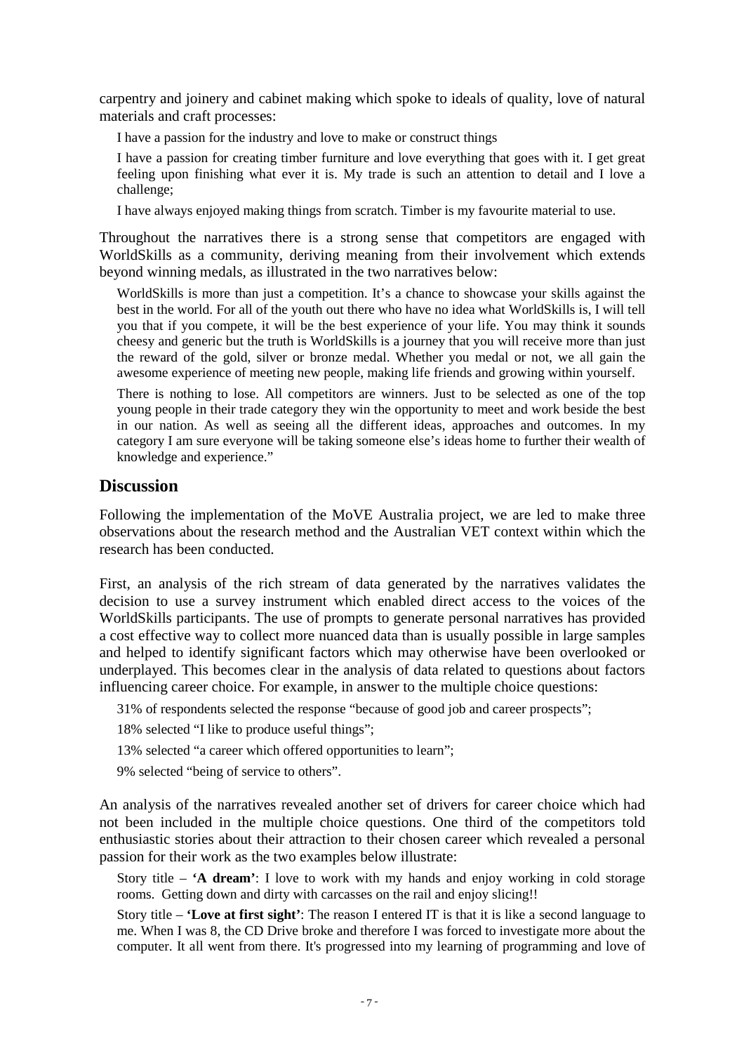carpentry and joinery and cabinet making which spoke to ideals of quality, love of natural materials and craft processes:

> I have a passion for the industry and love to make or construct things
>
> I have a passion for creating timber furniture and love everything that goes with it. I get great feeling upon finishing what ever it is. My trade is such an attention to detail and I love a challenge;
>
> I have always enjoyed making things from scratch. Timber is my favourite material to use.

Throughout the narratives there is a strong sense that competitors are engaged with WorldSkills as a community, deriving meaning from their involvement which extends beyond winning medals, as illustrated in the two narratives below:

> WorldSkills is more than just a competition. It's a chance to showcase your skills against the best in the world. For all of the youth out there who have no idea what WorldSkills is, I will tell you that if you compete, it will be the best experience of your life. You may think it sounds cheesy and generic but the truth is WorldSkills is a journey that you will receive more than just the reward of the gold, silver or bronze medal. Whether you medal or not, we all gain the awesome experience of meeting new people, making life friends and growing within yourself.
>
> There is nothing to lose. All competitors are winners. Just to be selected as one of the top young people in their trade category they win the opportunity to meet and work beside the best in our nation. As well as seeing all the different ideas, approaches and outcomes. In my category I am sure everyone will be taking someone else's ideas home to further their wealth of knowledge and experience."

## Discussion

Following the implementation of the MoVE Australia project, we are led to make three observations about the research method and the Australian VET context within which the research has been conducted.

First, an analysis of the rich stream of data generated by the narratives validates the decision to use a survey instrument which enabled direct access to the voices of the WorldSkills participants. The use of prompts to generate personal narratives has provided a cost effective way to collect more nuanced data than is usually possible in large samples and helped to identify significant factors which may otherwise have been overlooked or underplayed. This becomes clear in the analysis of data related to questions about factors influencing career choice. For example, in answer to the multiple choice questions:

> 31% of respondents selected the response "because of good job and career prospects";
>
> 18% selected "I like to produce useful things";
>
> 13% selected "a career which offered opportunities to learn";
>
> 9% selected "being of service to others".

An analysis of the narratives revealed another set of drivers for career choice which had not been included in the multiple choice questions. One third of the competitors told enthusiastic stories about their attraction to their chosen career which revealed a personal passion for their work as the two examples below illustrate:

> Story title – **'A dream'**: I love to work with my hands and enjoy working in cold storage rooms. Getting down and dirty with carcasses on the rail and enjoy slicing!!
>
> Story title – **'Love at first sight'**: The reason I entered IT is that it is like a second language to me. When I was 8, the CD Drive broke and therefore I was forced to investigate more about the computer. It all went from there. It's progressed into my learning of programming and love of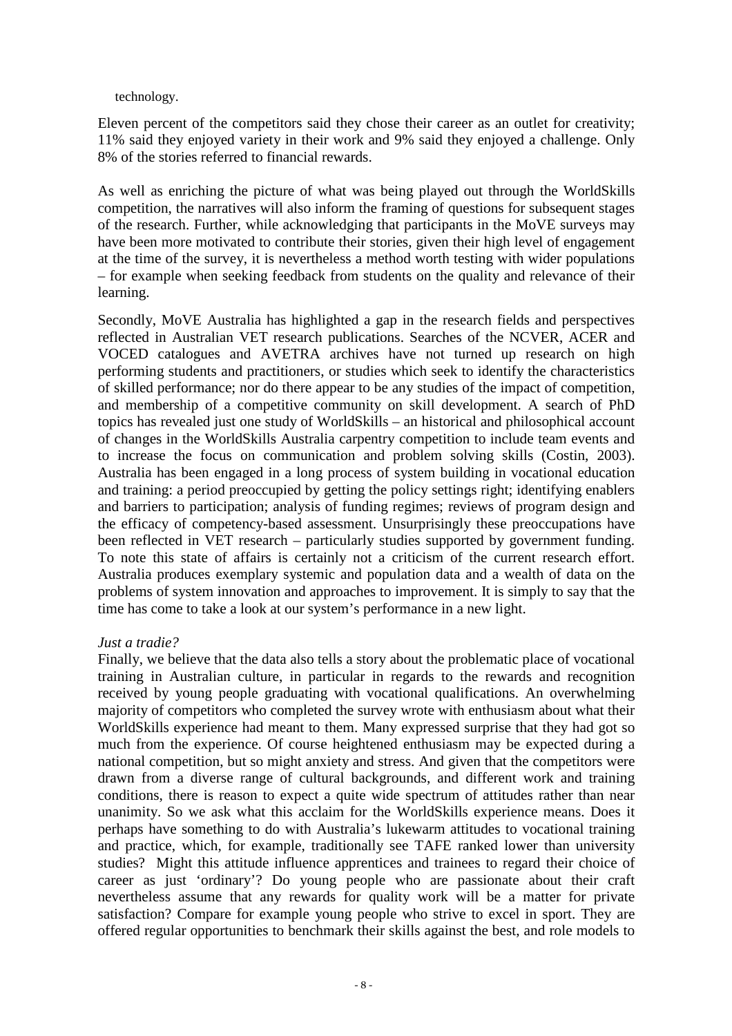technology.

Eleven percent of the competitors said they chose their career as an outlet for creativity; 11% said they enjoyed variety in their work and 9% said they enjoyed a challenge. Only 8% of the stories referred to financial rewards.

As well as enriching the picture of what was being played out through the WorldSkills competition, the narratives will also inform the framing of questions for subsequent stages of the research. Further, while acknowledging that participants in the MoVE surveys may have been more motivated to contribute their stories, given their high level of engagement at the time of the survey, it is nevertheless a method worth testing with wider populations – for example when seeking feedback from students on the quality and relevance of their learning.

Secondly, MoVE Australia has highlighted a gap in the research fields and perspectives reflected in Australian VET research publications. Searches of the NCVER, ACER and VOCED catalogues and AVETRA archives have not turned up research on high performing students and practitioners, or studies which seek to identify the characteristics of skilled performance; nor do there appear to be any studies of the impact of competition, and membership of a competitive community on skill development. A search of PhD topics has revealed just one study of WorldSkills – an historical and philosophical account of changes in the WorldSkills Australia carpentry competition to include team events and to increase the focus on communication and problem solving skills (Costin, 2003). Australia has been engaged in a long process of system building in vocational education and training: a period preoccupied by getting the policy settings right; identifying enablers and barriers to participation; analysis of funding regimes; reviews of program design and the efficacy of competency-based assessment. Unsurprisingly these preoccupations have been reflected in VET research – particularly studies supported by government funding. To note this state of affairs is certainly not a criticism of the current research effort. Australia produces exemplary systemic and population data and a wealth of data on the problems of system innovation and approaches to improvement. It is simply to say that the time has come to take a look at our system's performance in a new light.

*Just a tradie?*

Finally, we believe that the data also tells a story about the problematic place of vocational training in Australian culture, in particular in regards to the rewards and recognition received by young people graduating with vocational qualifications. An overwhelming majority of competitors who completed the survey wrote with enthusiasm about what their WorldSkills experience had meant to them. Many expressed surprise that they had got so much from the experience. Of course heightened enthusiasm may be expected during a national competition, but so might anxiety and stress. And given that the competitors were drawn from a diverse range of cultural backgrounds, and different work and training conditions, there is reason to expect a quite wide spectrum of attitudes rather than near unanimity. So we ask what this acclaim for the WorldSkills experience means. Does it perhaps have something to do with Australia's lukewarm attitudes to vocational training and practice, which, for example, traditionally see TAFE ranked lower than university studies? Might this attitude influence apprentices and trainees to regard their choice of career as just 'ordinary'? Do young people who are passionate about their craft nevertheless assume that any rewards for quality work will be a matter for private satisfaction? Compare for example young people who strive to excel in sport. They are offered regular opportunities to benchmark their skills against the best, and role models to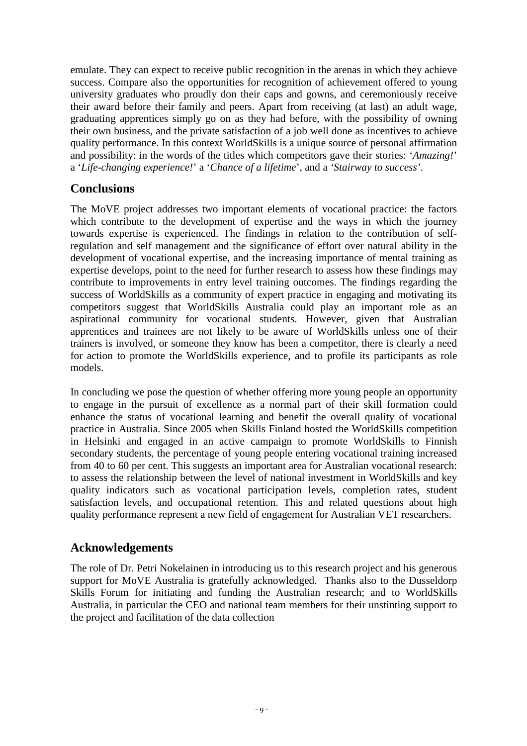emulate. They can expect to receive public recognition in the arenas in which they achieve success. Compare also the opportunities for recognition of achievement offered to young university graduates who proudly don their caps and gowns, and ceremoniously receive their award before their family and peers. Apart from receiving (at last) an adult wage, graduating apprentices simply go on as they had before, with the possibility of owning their own business, and the private satisfaction of a job well done as incentives to achieve quality performance. In this context WorldSkills is a unique source of personal affirmation and possibility: in the words of the titles which competitors gave their stories: '*Amazing!*' a '*Life-changing experience!*' a '*Chance of a lifetime*', and a *'Stairway to success'*.

## Conclusions

The MoVE project addresses two important elements of vocational practice: the factors which contribute to the development of expertise and the ways in which the journey towards expertise is experienced. The findings in relation to the contribution of self-regulation and self management and the significance of effort over natural ability in the development of vocational expertise, and the increasing importance of mental training as expertise develops, point to the need for further research to assess how these findings may contribute to improvements in entry level training outcomes. The findings regarding the success of WorldSkills as a community of expert practice in engaging and motivating its competitors suggest that WorldSkills Australia could play an important role as an aspirational community for vocational students. However, given that Australian apprentices and trainees are not likely to be aware of WorldSkills unless one of their trainers is involved, or someone they know has been a competitor, there is clearly a need for action to promote the WorldSkills experience, and to profile its participants as role models.

In concluding we pose the question of whether offering more young people an opportunity to engage in the pursuit of excellence as a normal part of their skill formation could enhance the status of vocational learning and benefit the overall quality of vocational practice in Australia. Since 2005 when Skills Finland hosted the WorldSkills competition in Helsinki and engaged in an active campaign to promote WorldSkills to Finnish secondary students, the percentage of young people entering vocational training increased from 40 to 60 per cent. This suggests an important area for Australian vocational research: to assess the relationship between the level of national investment in WorldSkills and key quality indicators such as vocational participation levels, completion rates, student satisfaction levels, and occupational retention. This and related questions about high quality performance represent a new field of engagement for Australian VET researchers.

## Acknowledgements

The role of Dr. Petri Nokelainen in introducing us to this research project and his generous support for MoVE Australia is gratefully acknowledged. Thanks also to the Dusseldorp Skills Forum for initiating and funding the Australian research; and to WorldSkills Australia, in particular the CEO and national team members for their unstinting support to the project and facilitation of the data collection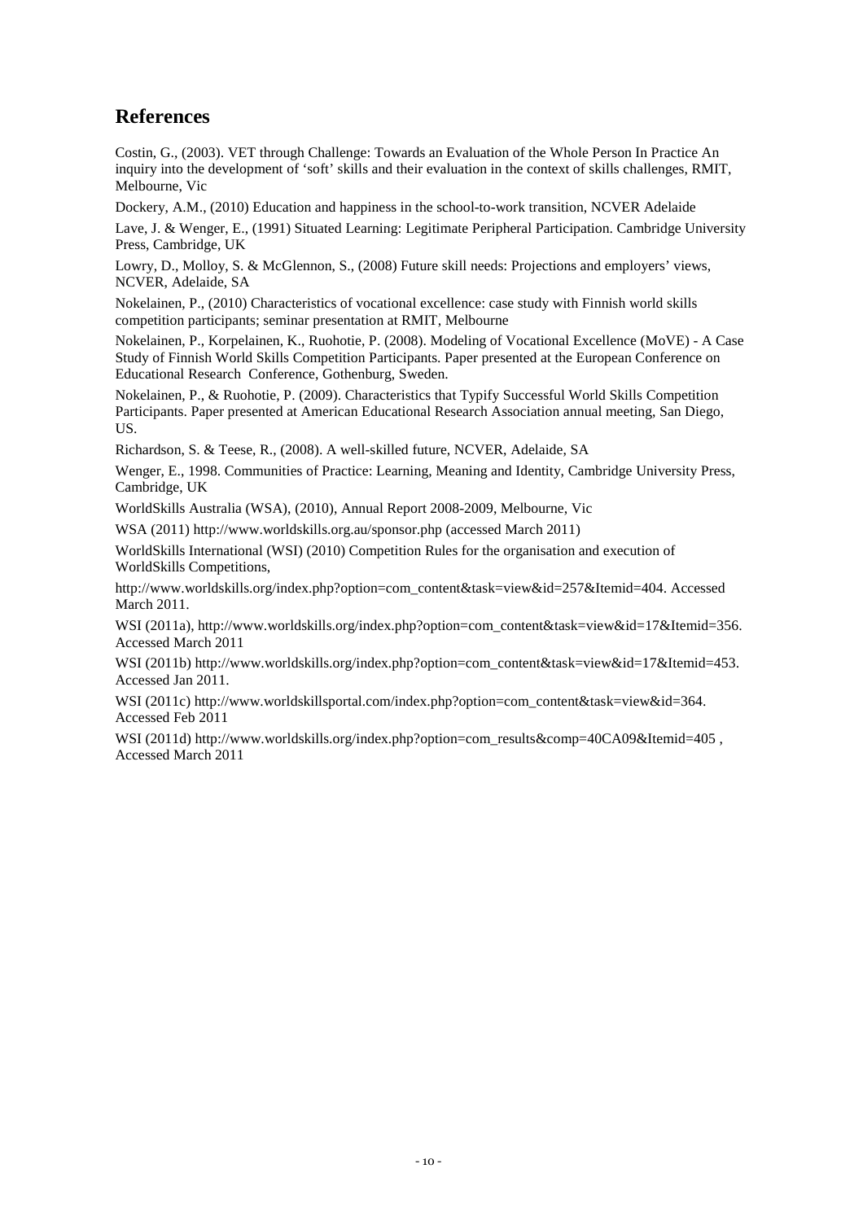## References

Costin, G., (2003). VET through Challenge: Towards an Evaluation of the Whole Person In Practice An inquiry into the development of 'soft' skills and their evaluation in the context of skills challenges, RMIT, Melbourne, Vic

Dockery, A.M., (2010) Education and happiness in the school-to-work transition, NCVER Adelaide

Lave, J. & Wenger, E., (1991) Situated Learning: Legitimate Peripheral Participation. Cambridge University Press, Cambridge, UK

Lowry, D., Molloy, S. & McGlennon, S., (2008) Future skill needs: Projections and employers' views, NCVER, Adelaide, SA

Nokelainen, P., (2010) Characteristics of vocational excellence: case study with Finnish world skills competition participants; seminar presentation at RMIT, Melbourne

Nokelainen, P., Korpelainen, K., Ruohotie, P. (2008). Modeling of Vocational Excellence (MoVE) - A Case Study of Finnish World Skills Competition Participants. Paper presented at the European Conference on Educational Research Conference, Gothenburg, Sweden.

Nokelainen, P., & Ruohotie, P. (2009). Characteristics that Typify Successful World Skills Competition Participants. Paper presented at American Educational Research Association annual meeting, San Diego, US.

Richardson, S. & Teese, R., (2008). A well-skilled future, NCVER, Adelaide, SA

Wenger, E., 1998. Communities of Practice: Learning, Meaning and Identity, Cambridge University Press, Cambridge, UK

WorldSkills Australia (WSA), (2010), Annual Report 2008-2009, Melbourne, Vic

WSA (2011) http://www.worldskills.org.au/sponsor.php (accessed March 2011)

WorldSkills International (WSI) (2010) Competition Rules for the organisation and execution of WorldSkills Competitions,

http://www.worldskills.org/index.php?option=com_content&task=view&id=257&Itemid=404. Accessed March 2011.

WSI (2011a), http://www.worldskills.org/index.php?option=com_content&task=view&id=17&Itemid=356. Accessed March 2011

WSI (2011b) http://www.worldskills.org/index.php?option=com_content&task=view&id=17&Itemid=453. Accessed Jan 2011.

WSI (2011c) http://www.worldskillsportal.com/index.php?option=com_content&task=view&id=364. Accessed Feb 2011

WSI (2011d) http://www.worldskills.org/index.php?option=com_results&comp=40CA09&Itemid=405 , Accessed March 2011